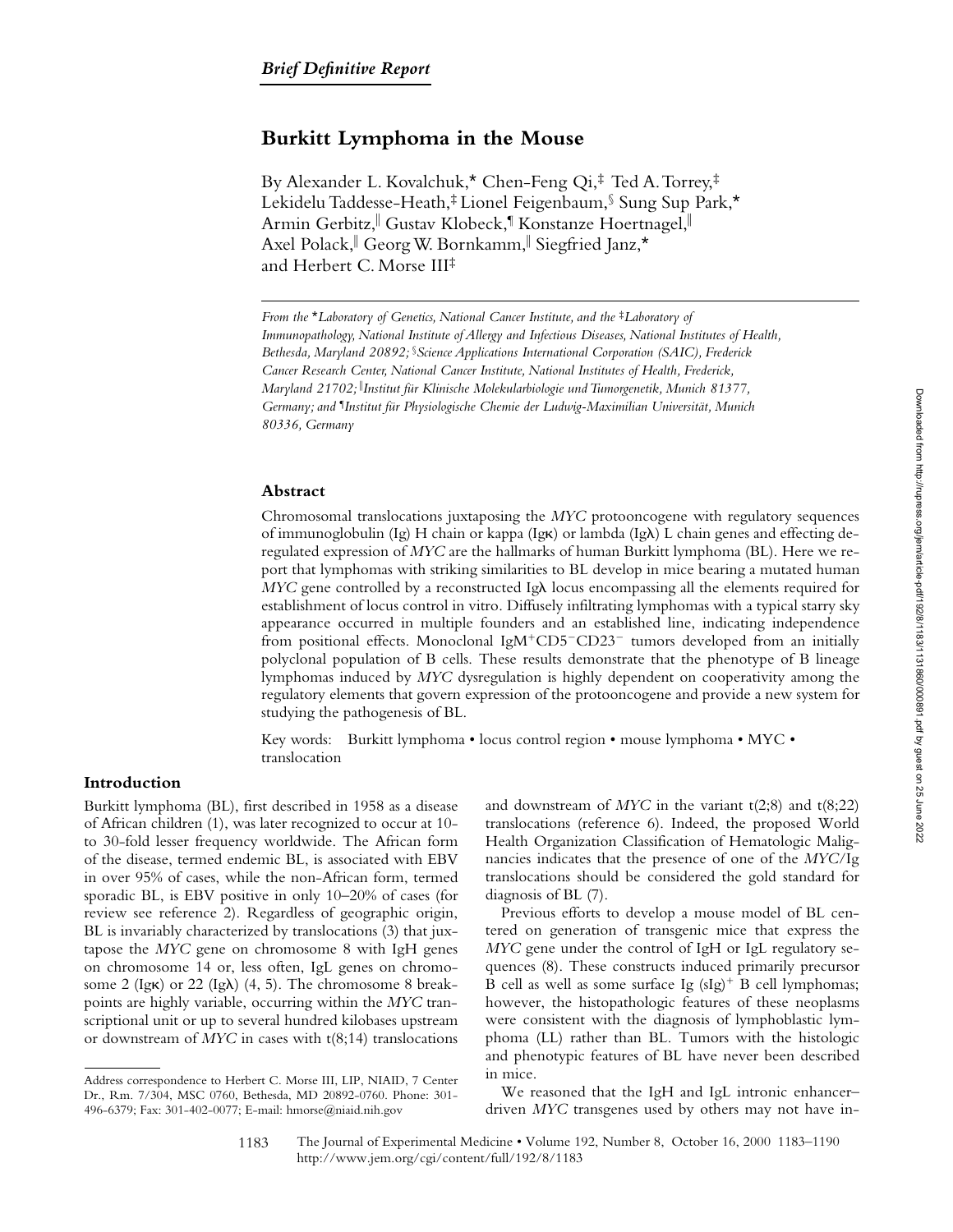*Brief Definitive Report*

# Burkitt Lymphoma in the Mouse

By Alexander L. Kovalchuk,* Chen-Feng Qi,‡ Ted A. Torrey,‡ Lekidelu Taddesse-Heath,‡ Lionel Feigenbaum,§ Sung Sup Park,* Armin Gerbitz,|| Gustav Klobeck,¶ Konstanze Hoertnagel,|| Axel Polack,|| Georg W. Bornkamm,|| Siegfried Janz,* and Herbert C. Morse III‡

*From the *Laboratory of Genetics, National Cancer Institute, and the ‡Laboratory of Immunopathology, National Institute of Allergy and Infectious Diseases, National Institutes of Health, Bethesda, Maryland 20892; §Science Applications International Corporation (SAIC), Frederick Cancer Research Center, National Cancer Institute, National Institutes of Health, Frederick, Maryland 21702; ||Institut für Klinische Molekularbiologie und Tumorgenetik, Munich 81377, Germany; and ¶Institut für Physiologische Chemie der Ludwig-Maximilian Universität, Munich 80336, Germany*

## Abstract

Chromosomal translocations juxtaposing the *MYC* protooncogene with regulatory sequences of immunoglobulin (Ig) H chain or kappa (Igκ) or lambda (Igλ) L chain genes and effecting deregulated expression of *MYC* are the hallmarks of human Burkitt lymphoma (BL). Here we report that lymphomas with striking similarities to BL develop in mice bearing a mutated human *MYC* gene controlled by a reconstructed Igλ locus encompassing all the elements required for establishment of locus control in vitro. Diffusely infiltrating lymphomas with a typical starry sky appearance occurred in multiple founders and an established line, indicating independence from positional effects. Monoclonal $IgM^+CD5^-CD23^-$ tumors developed from an initially polyclonal population of B cells. These results demonstrate that the phenotype of B lineage lymphomas induced by *MYC* dysregulation is highly dependent on cooperativity among the regulatory elements that govern expression of the protooncogene and provide a new system for studying the pathogenesis of BL.

Key words: Burkitt lymphoma • locus control region • mouse lymphoma • MYC • translocation

## Introduction

Burkitt lymphoma (BL), first described in 1958 as a disease of African children (1), was later recognized to occur at 10- to 30-fold lesser frequency worldwide. The African form of the disease, termed endemic BL, is associated with EBV in over 95% of cases, while the non-African form, termed sporadic BL, is EBV positive in only 10–20% of cases (for review see reference 2). Regardless of geographic origin, BL is invariably characterized by translocations (3) that juxtapose the *MYC* gene on chromosome 8 with IgH genes on chromosome 14 or, less often, IgL genes on chromosome 2 (Igκ) or 22 (Igλ) (4, 5). The chromosome 8 breakpoints are highly variable, occurring within the *MYC* transcriptional unit or up to several hundred kilobases upstream or downstream of *MYC* in cases with t(8;14) translocations and downstream of *MYC* in the variant t(2;8) and t(8;22) translocations (reference 6). Indeed, the proposed World Health Organization Classification of Hematologic Malignancies indicates that the presence of one of the *MYC*/Ig translocations should be considered the gold standard for diagnosis of BL (7).

Previous efforts to develop a mouse model of BL centered on generation of transgenic mice that express the *MYC* gene under the control of IgH or IgL regulatory sequences (8). These constructs induced primarily precursor B cell as well as some surface Ig $(sIg)^+$ B cell lymphomas; however, the histopathologic features of these neoplasms were consistent with the diagnosis of lymphoblastic lymphoma (LL) rather than BL. Tumors with the histologic and phenotypic features of BL have never been described in mice.

We reasoned that the IgH and IgL intronic enhancer–driven *MYC* transgenes used by others may not have in-

Address correspondence to Herbert C. Morse III, LIP, NIAID, 7 Center Dr., Rm. 7/304, MSC 0760, Bethesda, MD 20892-0760. Phone: 301-496-6379; Fax: 301-402-0077; E-mail: hmorse@niaid.nih.gov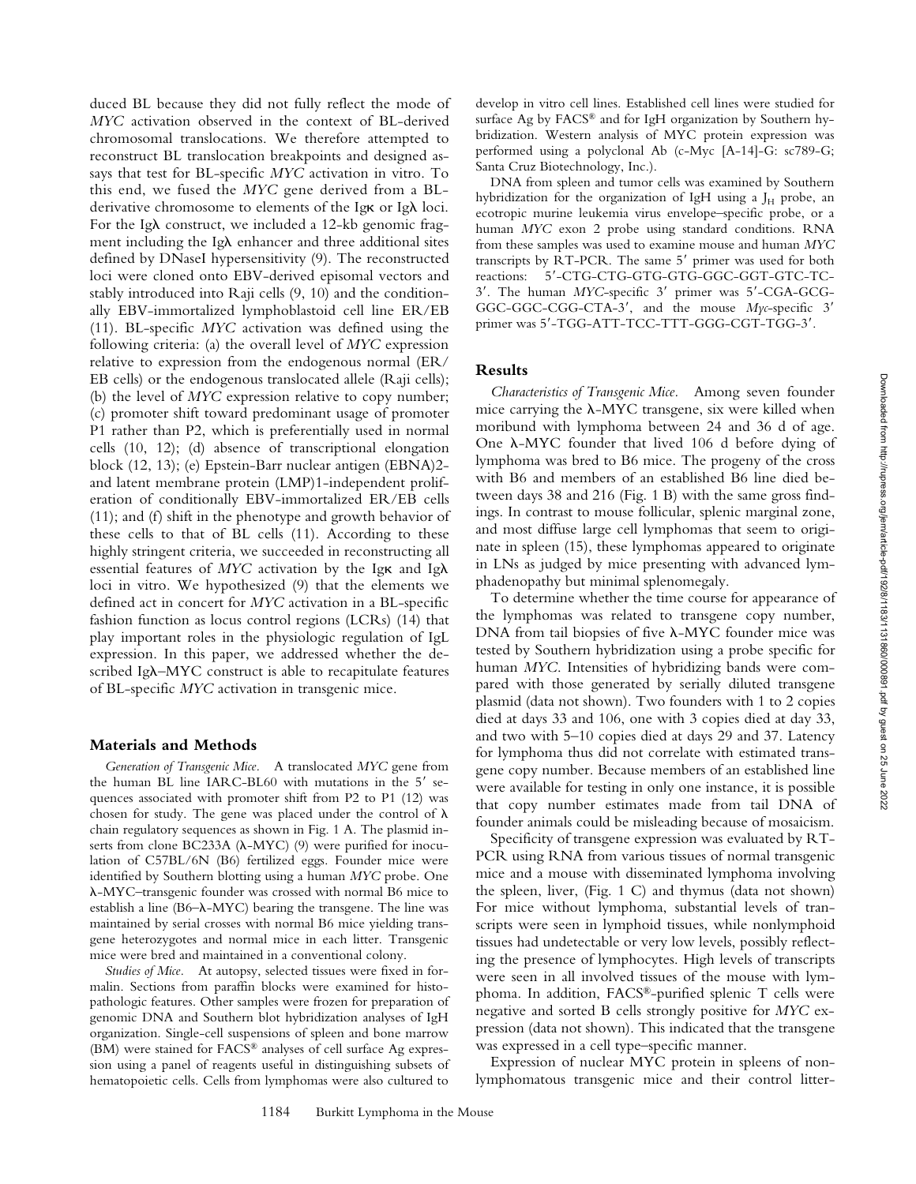duced BL because they did not fully reflect the mode of *MYC* activation observed in the context of BL-derived chromosomal translocations. We therefore attempted to reconstruct BL translocation breakpoints and designed assays that test for BL-specific *MYC* activation in vitro. To this end, we fused the *MYC* gene derived from a BL-derivative chromosome to elements of the Igκ or Igλ loci. For the Igλ construct, we included a 12-kb genomic fragment including the Igλ enhancer and three additional sites defined by DNaseI hypersensitivity (9). The reconstructed loci were cloned onto EBV-derived episomal vectors and stably introduced into Raji cells (9, 10) and the conditionally EBV-immortalized lymphoblastoid cell line ER/EB (11). BL-specific *MYC* activation was defined using the following criteria: (a) the overall level of *MYC* expression relative to expression from the endogenous normal (ER/EB cells) or the endogenous translocated allele (Raji cells); (b) the level of *MYC* expression relative to copy number; (c) promoter shift toward predominant usage of promoter P1 rather than P2, which is preferentially used in normal cells (10, 12); (d) absence of transcriptional elongation block (12, 13); (e) Epstein-Barr nuclear antigen (EBNA)2- and latent membrane protein (LMP)1-independent proliferation of conditionally EBV-immortalized ER/EB cells (11); and (f) shift in the phenotype and growth behavior of these cells to that of BL cells (11). According to these highly stringent criteria, we succeeded in reconstructing all essential features of *MYC* activation by the Igκ and Igλ loci in vitro. We hypothesized (9) that the elements we defined act in concert for *MYC* activation in a BL-specific fashion function as locus control regions (LCRs) (14) that play important roles in the physiologic regulation of IgL expression. In this paper, we addressed whether the described Igλ–MYC construct is able to recapitulate features of BL-specific *MYC* activation in transgenic mice.

## Materials and Methods

*Generation of Transgenic Mice.* A translocated *MYC* gene from the human BL line IARC-BL60 with mutations in the 5′ sequences associated with promoter shift from P2 to P1 (12) was chosen for study. The gene was placed under the control of λ chain regulatory sequences as shown in Fig. 1 A. The plasmid inserts from clone BC233A (λ-MYC) (9) were purified for inoculation of C57BL/6N (B6) fertilized eggs. Founder mice were identified by Southern blotting using a human *MYC* probe. One λ-MYC–transgenic founder was crossed with normal B6 mice to establish a line (B6–λ-MYC) bearing the transgene. The line was maintained by serial crosses with normal B6 mice yielding transgene heterozygotes and normal mice in each litter. Transgenic mice were bred and maintained in a conventional colony.

*Studies of Mice.* At autopsy, selected tissues were fixed in formalin. Sections from paraffin blocks were examined for histopathologic features. Other samples were frozen for preparation of genomic DNA and Southern blot hybridization analyses of IgH organization. Single-cell suspensions of spleen and bone marrow (BM) were stained for FACS® analyses of cell surface Ag expression using a panel of reagents useful in distinguishing subsets of hematopoietic cells. Cells from lymphomas were also cultured to develop in vitro cell lines. Established cell lines were studied for surface Ag by FACS® and for IgH organization by Southern hybridization. Western analysis of MYC protein expression was performed using a polyclonal Ab (c-Myc [A-14]-G: sc789-G; Santa Cruz Biotechnology, Inc.).

DNA from spleen and tumor cells was examined by Southern hybridization for the organization of IgH using a $J_H$ probe, an ecotropic murine leukemia virus envelope–specific probe, or a human *MYC* exon 2 probe using standard conditions. RNA from these samples was used to examine mouse and human *MYC* transcripts by RT-PCR. The same 5′ primer was used for both reactions: 5′-CTG-CTG-GTG-GTG-GGC-GGT-GTC-TC-3′. The human *MYC*-specific 3′ primer was 5′-CGA-GCG-GGC-GGC-CGG-CTA-3′, and the mouse *Myc*-specific 3′ primer was 5′-TGG-ATT-TCC-TTT-GGG-CGT-TGG-3′.

## Results

*Characteristics of Transgenic Mice.* Among seven founder mice carrying the λ-MYC transgene, six were killed when moribund with lymphoma between 24 and 36 d of age. One λ-MYC founder that lived 106 d before dying of lymphoma was bred to B6 mice. The progeny of the cross with B6 and members of an established B6 line died between days 38 and 216 (Fig. 1 B) with the same gross findings. In contrast to mouse follicular, splenic marginal zone, and most diffuse large cell lymphomas that seem to originate in spleen (15), these lymphomas appeared to originate in LNs as judged by mice presenting with advanced lymphadenopathy but minimal splenomegaly.

To determine whether the time course for appearance of the lymphomas was related to transgene copy number, DNA from tail biopsies of five λ-MYC founder mice was tested by Southern hybridization using a probe specific for human *MYC*. Intensities of hybridizing bands were compared with those generated by serially diluted transgene plasmid (data not shown). Two founders with 1 to 2 copies died at days 33 and 106, one with 3 copies died at day 33, and two with 5–10 copies died at days 29 and 37. Latency for lymphoma thus did not correlate with estimated transgene copy number. Because members of an established line were available for testing in only one instance, it is possible that copy number estimates made from tail DNA of founder animals could be misleading because of mosaicism.

Specificity of transgene expression was evaluated by RT-PCR using RNA from various tissues of normal transgenic mice and a mouse with disseminated lymphoma involving the spleen, liver, (Fig. 1 C) and thymus (data not shown) For mice without lymphoma, substantial levels of transcripts were seen in lymphoid tissues, while nonlymphoid tissues had undetectable or very low levels, possibly reflecting the presence of lymphocytes. High levels of transcripts were seen in all involved tissues of the mouse with lymphoma. In addition, FACS®-purified splenic T cells were negative and sorted B cells strongly positive for *MYC* expression (data not shown). This indicated that the transgene was expressed in a cell type–specific manner.

Expression of nuclear MYC protein in spleens of nonlymphomatous transgenic mice and their control litter-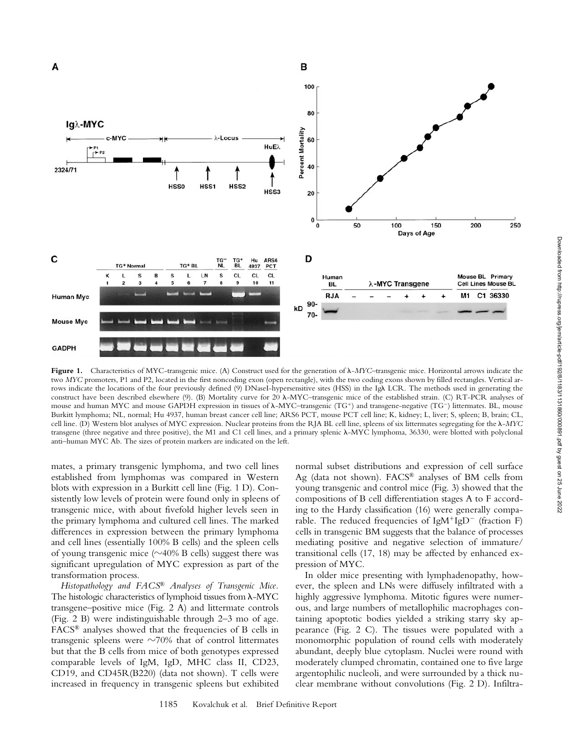**Figure 1.** Characteristics of MYC-transgenic mice. (A) Construct used for the generation of λ-*MYC*–transgenic mice. Horizontal arrows indicate the two *MYC* promoters, P1 and P2, located in the first noncoding exon (open rectangle), with the two coding exons shown by filled rectangles. Vertical arrows indicate the locations of the four previously defined (9) DNaseI-hypersensitive sites (HSS) in the Igλ LCR. The methods used in generating the construct have been described elsewhere (9). (B) Mortality curve for 20 λ-MYC–transgenic mice of the established strain. (C) RT-PCR analyses of mouse and human MYC and mouse GAPDH expression in tissues of λ-MYC–transgenic ($TG^+$) and transgene-negative ($TG^-$) littermates. BL, mouse Burkitt lymphoma; NL, normal; Hu 4937, human breast cancer cell line; ARS6 PCT, mouse PCT cell line; K, kidney; L, liver; S, spleen; B, brain; CL, cell line. (D) Western blot analyses of MYC expression. Nuclear proteins from the RJA BL cell line, spleens of six littermates segregating for the λ-*MYC* transgene (three negative and three positive), the M1 and C1 cell lines, and a primary splenic λ-MYC lymphoma, 36330, were blotted with polyclonal anti–human MYC Ab. The sizes of protein markers are indicated on the left.

mates, a primary transgenic lymphoma, and two cell lines established from lymphomas was compared in Western blots with expression in a Burkitt cell line (Fig. 1 D). Consistently low levels of protein were found only in spleens of transgenic mice, with about fivefold higher levels seen in the primary lymphoma and cultured cell lines. The marked differences in expression between the primary lymphoma and cell lines (essentially 100% B cells) and the spleen cells of young transgenic mice (~40% B cells) suggest there was significant upregulation of MYC expression as part of the transformation process.

*Histopathology and FACS® Analyses of Transgenic Mice.* The histologic characteristics of lymphoid tissues from λ-MYC transgene–positive mice (Fig. 2 A) and littermate controls (Fig. 2 B) were indistinguishable through 2–3 mo of age. FACS® analyses showed that the frequencies of B cells in transgenic spleens were ~70% that of control littermates but that the B cells from mice of both genotypes expressed comparable levels of IgM, IgD, MHC class II, CD23, CD19, and CD45R(B220) (data not shown). T cells were increased in frequency in transgenic spleens but exhibited normal subset distributions and expression of cell surface Ag (data not shown). FACS® analyses of BM cells from young transgenic and control mice (Fig. 3) showed that the compositions of B cell differentiation stages A to F according to the Hardy classification (16) were generally comparable. The reduced frequencies of $IgM^+IgD^-$ (fraction F) cells in transgenic BM suggests that the balance of processes mediating positive and negative selection of immature/transitional cells (17, 18) may be affected by enhanced expression of MYC.

In older mice presenting with lymphadenopathy, however, the spleen and LNs were diffusely infiltrated with a highly aggressive lymphoma. Mitotic figures were numerous, and large numbers of metallophilic macrophages containing apoptotic bodies yielded a striking starry sky appearance (Fig. 2 C). The tissues were populated with a monomorphic population of round cells with moderately abundant, deeply blue cytoplasm. Nuclei were round with moderately clumped chromatin, contained one to five large argentophilic nucleoli, and were surrounded by a thick nuclear membrane without convolutions (Fig. 2 D). Infiltra-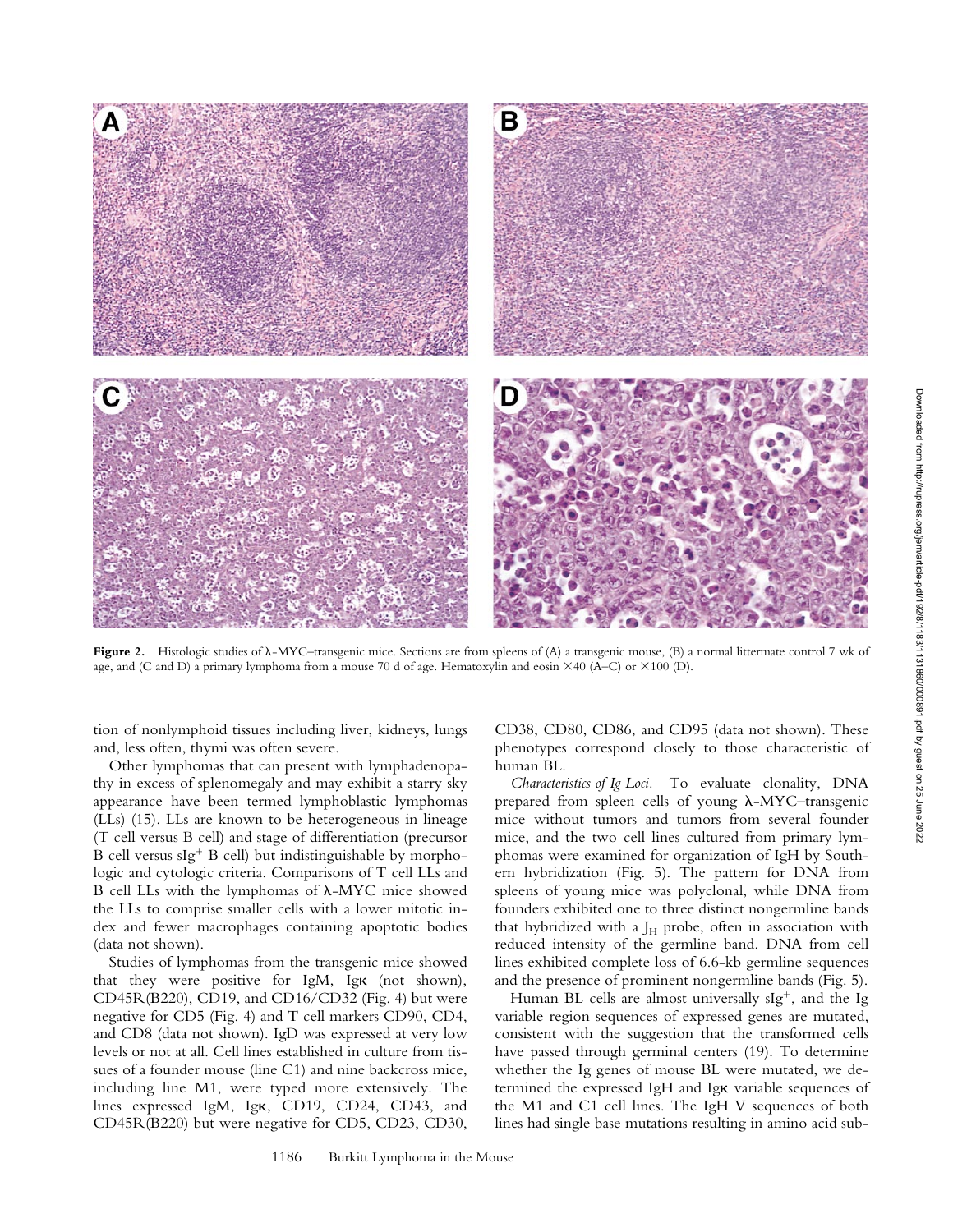**Figure 2.** Histologic studies of λ-MYC–transgenic mice. Sections are from spleens of (A) a transgenic mouse, (B) a normal littermate control 7 wk of age, and (C and D) a primary lymphoma from a mouse 70 d of age. Hematoxylin and eosin ×40 (A–C) or ×100 (D).

tion of nonlymphoid tissues including liver, kidneys, lungs and, less often, thymi was often severe.

Other lymphomas that can present with lymphadenopathy in excess of splenomegaly and may exhibit a starry sky appearance have been termed lymphoblastic lymphomas (LLs) (15). LLs are known to be heterogeneous in lineage (T cell versus B cell) and stage of differentiation (precursor B cell versus sIg$^+$ B cell) but indistinguishable by morphologic and cytologic criteria. Comparisons of T cell LLs and B cell LLs with the lymphomas of λ-MYC mice showed the LLs to comprise smaller cells with a lower mitotic index and fewer macrophages containing apoptotic bodies (data not shown).

Studies of lymphomas from the transgenic mice showed that they were positive for IgM, Igκ (not shown), CD45R(B220), CD19, and CD16/CD32 (Fig. 4) but were negative for CD5 (Fig. 4) and T cell markers CD90, CD4, and CD8 (data not shown). IgD was expressed at very low levels or not at all. Cell lines established in culture from tissues of a founder mouse (line C1) and nine backcross mice, including line M1, were typed more extensively. The lines expressed IgM, Igκ, CD19, CD24, CD43, and CD45R(B220) but were negative for CD5, CD23, CD30, CD38, CD80, CD86, and CD95 (data not shown). These phenotypes correspond closely to those characteristic of human BL.

*Characteristics of Ig Loci.* To evaluate clonality, DNA prepared from spleen cells of young λ-MYC–transgenic mice without tumors and tumors from several founder mice, and the two cell lines cultured from primary lymphomas were examined for organization of IgH by Southern hybridization (Fig. 5). The pattern for DNA from spleens of young mice was polyclonal, while DNA from founders exhibited one to three distinct nongermline bands that hybridized with a $J_H$ probe, often in association with reduced intensity of the germline band. DNA from cell lines exhibited complete loss of 6.6-kb germline sequences and the presence of prominent nongermline bands (Fig. 5).

Human BL cells are almost universally sIg$^+$, and the Ig variable region sequences of expressed genes are mutated, consistent with the suggestion that the transformed cells have passed through germinal centers (19). To determine whether the Ig genes of mouse BL were mutated, we determined the expressed IgH and Igκ variable sequences of the M1 and C1 cell lines. The IgH V sequences of both lines had single base mutations resulting in amino acid sub-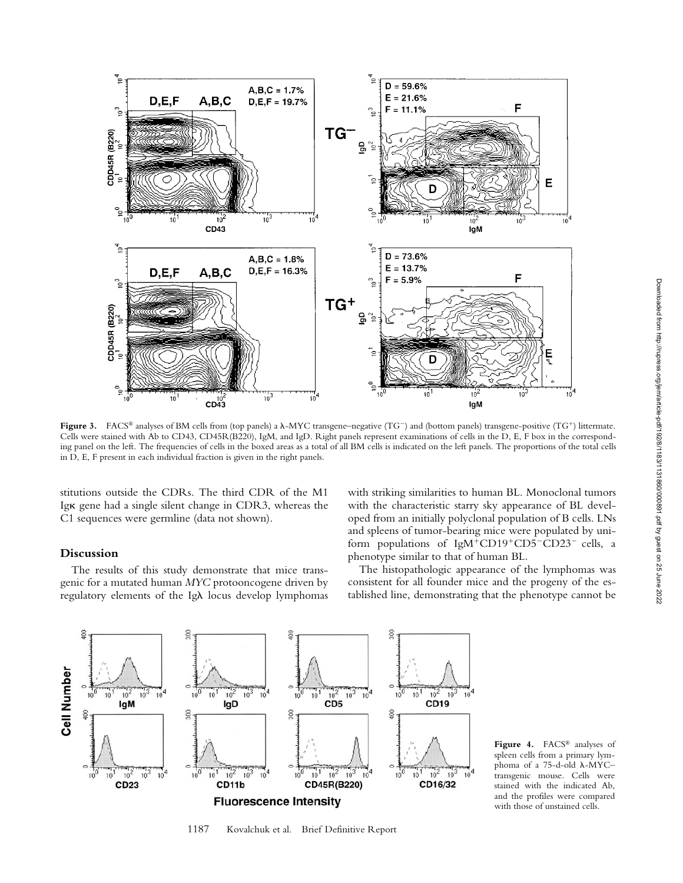**Figure 3.** FACS® analyses of BM cells from (top panels) a λ-MYC transgene–negative (TG⁻) and (bottom panels) transgene-positive (TG⁺) littermate. Cells were stained with Ab to CD43, CD45R(B220), IgM, and IgD. Right panels represent examinations of cells in the D, E, F box in the corresponding panel on the left. The frequencies of cells in the boxed areas as a total of all BM cells is indicated on the left panels. The proportions of the total cells in D, E, F present in each individual fraction is given in the right panels.

stitutions outside the CDRs. The third CDR of the M1 Igκ gene had a single silent change in CDR3, whereas the C1 sequences were germline (data not shown).

## Discussion

The results of this study demonstrate that mice transgenic for a mutated human *MYC* protooncogene driven by regulatory elements of the Igλ locus develop lymphomas with striking similarities to human BL. Monoclonal tumors with the characteristic starry sky appearance of BL developed from an initially polyclonal population of B cells. LNs and spleens of tumor-bearing mice were populated by uniform populations of IgM⁺CD19⁺CD5⁻CD23⁻ cells, a phenotype similar to that of human BL.

The histopathologic appearance of the lymphomas was consistent for all founder mice and the progeny of the established line, demonstrating that the phenotype cannot be

**Figure 4.** FACS® analyses of spleen cells from a primary lymphoma of a 75-d-old λ-MYC–transgenic mouse. Cells were stained with the indicated Ab, and the profiles were compared with those of unstained cells.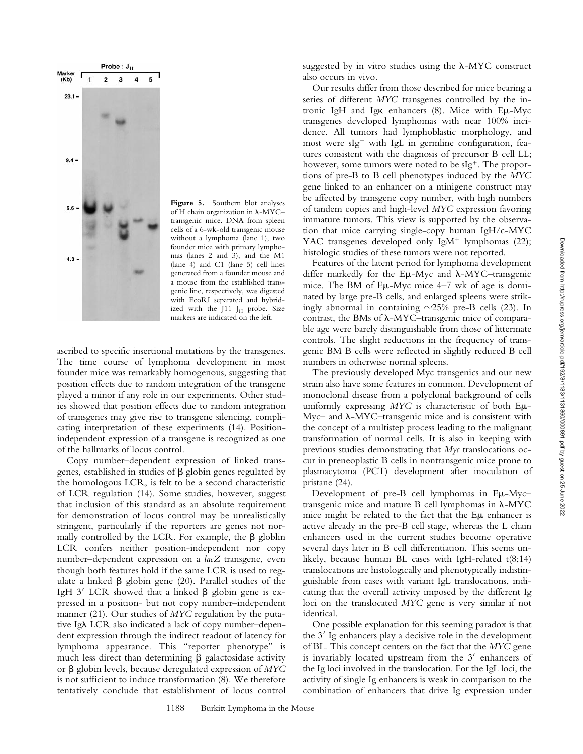Figure 5. Southern blot analyses of H chain organization in λ-MYC–transgenic mice. DNA from spleen cells of a 6-wk-old transgenic mouse without a lymphoma (lane 1), two founder mice with primary lymphomas (lanes 2 and 3), and the M1 (lane 4) and C1 (lane 5) cell lines generated from a founder mouse and a mouse from the established transgenic line, respectively, was digested with EcoRI separated and hybridized with the J11 $J_H$ probe. Size markers are indicated on the left.

ascribed to specific insertional mutations by the transgenes. The time course of lymphoma development in most founder mice was remarkably homogenous, suggesting that position effects due to random integration of the transgene played a minor if any role in our experiments. Other studies showed that position effects due to random integration of transgenes may give rise to transgene silencing, complicating interpretation of these experiments (14). Position-independent expression of a transgene is recognized as one of the hallmarks of locus control.

Copy number–dependent expression of linked transgenes, established in studies of β globin genes regulated by the homologous LCR, is felt to be a second characteristic of LCR regulation (14). Some studies, however, suggest that inclusion of this standard as an absolute requirement for demonstration of locus control may be unrealistically stringent, particularly if the reporters are genes not normally controlled by the LCR. For example, the β globlin LCR confers neither position-independent nor copy number–dependent expression on a *lacZ* transgene, even though both features hold if the same LCR is used to regulate a linked β globin gene (20). Parallel studies of the IgH 3′ LCR showed that a linked β globin gene is expressed in a position- but not copy number–independent manner (21). Our studies of *MYC* regulation by the putative Igλ LCR also indicated a lack of copy number–dependent expression through the indirect readout of latency for lymphoma appearance. This "reporter phenotype" is much less direct than determining β galactosidase activity or β globin levels, because deregulated expression of *MYC* is not sufficient to induce transformation (8). We therefore tentatively conclude that establishment of locus control suggested by in vitro studies using the λ-MYC construct also occurs in vivo.

Our results differ from those described for mice bearing a series of different *MYC* transgenes controlled by the intronic IgH and Igκ enhancers (8). Mice with Eμ-Myc transgenes developed lymphomas with near 100% incidence. All tumors had lymphoblastic morphology, and most were $sIg^-$ with IgL in germline configuration, features consistent with the diagnosis of precursor B cell LL; however, some tumors were noted to be $sIg^+$. The proportions of pre-B to B cell phenotypes induced by the *MYC* gene linked to an enhancer on a minigene construct may be affected by transgene copy number, with high numbers of tandem copies and high-level *MYC* expression favoring immature tumors. This view is supported by the observation that mice carrying single-copy human IgH/c-MYC YAC transgenes developed only $IgM^+$ lymphomas (22); histologic studies of these tumors were not reported.

Features of the latent period for lymphoma development differ markedly for the Eμ-Myc and λ-MYC–transgenic mice. The BM of Eμ-Myc mice 4–7 wk of age is dominated by large pre-B cells, and enlarged spleens were strikingly abnormal in containing ~25% pre-B cells (23). In contrast, the BMs of λ-MYC–transgenic mice of comparable age were barely distinguishable from those of littermate controls. The slight reductions in the frequency of transgenic BM B cells were reflected in slightly reduced B cell numbers in otherwise normal spleens.

The previously developed Myc transgenics and our new strain also have some features in common. Development of monoclonal disease from a polyclonal background of cells uniformly expressing *MYC* is characteristic of both Eμ-Myc– and λ-MYC–transgenic mice and is consistent with the concept of a multistep process leading to the malignant transformation of normal cells. It is also in keeping with previous studies demonstrating that *Myc* translocations occur in preneoplastic B cells in nontransgenic mice prone to plasmacytoma (PCT) development after inoculation of pristane (24).

Development of pre-B cell lymphomas in Eμ-Myc–transgenic mice and mature B cell lymphomas in λ-MYC mice might be related to the fact that the Eμ enhancer is active already in the pre-B cell stage, whereas the L chain enhancers used in the current studies become operative several days later in B cell differentiation. This seems unlikely, because human BL cases with IgH-related t(8;14) translocations are histologically and phenotypically indistinguishable from cases with variant IgL translocations, indicating that the overall activity imposed by the different Ig loci on the translocated *MYC* gene is very similar if not identical.

One possible explanation for this seeming paradox is that the 3′ Ig enhancers play a decisive role in the development of BL. This concept centers on the fact that the *MYC* gene is invariably located upstream from the 3′ enhancers of the Ig loci involved in the translocation. For the IgL loci, the activity of single Ig enhancers is weak in comparison to the combination of enhancers that drive Ig expression under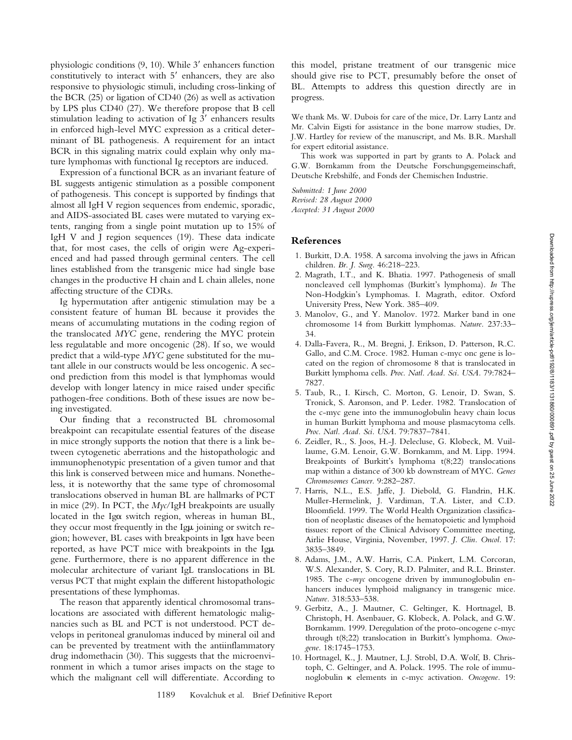physiologic conditions (9, 10). While 3′ enhancers function constitutively to interact with 5′ enhancers, they are also responsive to physiologic stimuli, including cross-linking of the BCR (25) or ligation of CD40 (26) as well as activation by LPS plus CD40 (27). We therefore propose that B cell stimulation leading to activation of Ig 3′ enhancers results in enforced high-level MYC expression as a critical determinant of BL pathogenesis. A requirement for an intact BCR in this signaling matrix could explain why only mature lymphomas with functional Ig receptors are induced.

Expression of a functional BCR as an invariant feature of BL suggests antigenic stimulation as a possible component of pathogenesis. This concept is supported by findings that almost all IgH V region sequences from endemic, sporadic, and AIDS-associated BL cases were mutated to varying extents, ranging from a single point mutation up to 15% of IgH V and J region sequences (19). These data indicate that, for most cases, the cells of origin were Ag-experienced and had passed through germinal centers. The cell lines established from the transgenic mice had single base changes in the productive H chain and L chain alleles, none affecting structure of the CDRs.

Ig hypermutation after antigenic stimulation may be a consistent feature of human BL because it provides the means of accumulating mutations in the coding region of the translocated *MYC* gene, rendering the MYC protein less regulatable and more oncogenic (28). If so, we would predict that a wild-type *MYC* gene substituted for the mutant allele in our constructs would be less oncogenic. A second prediction from this model is that lymphomas would develop with longer latency in mice raised under specific pathogen-free conditions. Both of these issues are now being investigated.

Our finding that a reconstructed BL chromosomal breakpoint can recapitulate essential features of the disease in mice strongly supports the notion that there is a link between cytogenetic aberrations and the histopathologic and immunophenotypic presentation of a given tumor and that this link is conserved between mice and humans. Nonetheless, it is noteworthy that the same type of chromosomal translocations observed in human BL are hallmarks of PCT in mice (29). In PCT, the *Myc*/IgH breakpoints are usually located in the Igα switch region, whereas in human BL, they occur most frequently in the Igμ joining or switch region; however, BL cases with breakpoints in Igα have been reported, as have PCT mice with breakpoints in the Igμ gene. Furthermore, there is no apparent difference in the molecular architecture of variant IgL translocations in BL versus PCT that might explain the different histopathologic presentations of these lymphomas.

The reason that apparently identical chromosomal translocations are associated with different hematologic malignancies such as BL and PCT is not understood. PCT develops in peritoneal granulomas induced by mineral oil and can be prevented by treatment with the antiinflammatory drug indomethacin (30). This suggests that the microenvironment in which a tumor arises impacts on the stage to which the malignant cell will differentiate. According to this model, pristane treatment of our transgenic mice should give rise to PCT, presumably before the onset of BL. Attempts to address this question directly are in progress.

We thank Ms. W. Dubois for care of the mice, Dr. Larry Lantz and Mr. Calvin Eigsti for assistance in the bone marrow studies, Dr. J.W. Hartley for review of the manuscript, and Ms. B.R. Marshall for expert editorial assistance.

This work was supported in part by grants to A. Polack and G.W. Bornkamm from the Deutsche Forschungsgemeinschaft, Deutsche Krebshilfe, and Fonds der Chemischen Industrie.

*Submitted: 1 June 2000*
*Revised: 28 August 2000*
*Accepted: 31 August 2000*

## References

1. Burkitt, D.A. 1958. A sarcoma involving the jaws in African children. *Br. J. Surg.* 46:218–223.
2. Magrath, I.T., and K. Bhatia. 1997. Pathogenesis of small noncleaved cell lymphomas (Burkitt's lymphoma). *In* The Non-Hodgkin's Lymphomas. I. Magrath, editor. Oxford University Press, New York. 385–409.
3. Manolov, G., and Y. Manolov. 1972. Marker band in one chromosome 14 from Burkitt lymphomas. *Nature.* 237:33–34.
4. Dalla-Favera, R., M. Bregni, J. Erikson, D. Patterson, R.C. Gallo, and C.M. Croce. 1982. Human c-myc onc gene is located on the region of chromosome 8 that is translocated in Burkitt lymphoma cells. *Proc. Natl. Acad. Sci. USA.* 79:7824–7827.
5. Taub, R., I. Kirsch, C. Morton, G. Lenoir, D. Swan, S. Tronick, S. Aaronson, and P. Leder. 1982. Translocation of the c-myc gene into the immunoglobulin heavy chain locus in human Burkitt lymphoma and mouse plasmacytoma cells. *Proc. Natl. Acad. Sci. USA.* 79:7837–7841.
6. Zeidler, R., S. Joos, H.-J. Delecluse, G. Klobeck, M. Vuillaume, G.M. Lenoir, G.W. Bornkamm, and M. Lipp. 1994. Breakpoints of Burkitt's lymphoma t(8;22) translocations map within a distance of 300 kb downstream of MYC. *Genes Chromosomes Cancer.* 9:282–287.
7. Harris, N.L., E.S. Jaffe, J. Diebold, G. Flandrin, H.K. Muller-Hermelink, J. Vardiman, T.A. Lister, and C.D. Bloomfield. 1999. The World Health Organization classification of neoplastic diseases of the hematopoietic and lymphoid tissues: report of the Clinical Advisory Committee meeting, Airlie House, Virginia, November, 1997. *J. Clin. Oncol.* 17:3835–3849.
8. Adams, J.M., A.W. Harris, C.A. Pinkert, L.M. Corcoran, W.S. Alexander, S. Cory, R.D. Palmiter, and R.L. Brinster. 1985. The c-*myc* oncogene driven by immunoglobulin enhancers induces lymphoid malignancy in transgenic mice. *Nature.* 318:533–538.
9. Gerbitz, A., J. Mautner, C. Geltinger, K. Hortnagel, B. Christoph, H. Asenbauer, G. Klobeck, A. Polack, and G.W. Bornkamm. 1999. Deregulation of the proto-oncogene c-myc through t(8;22) translocation in Burkitt's lymphoma. *Oncogene.* 18:1745–1753.
10. Hortnagel, K., J. Mautner, L.J. Strobl, D.A. Wolf, B. Christoph, C. Geltinger, and A. Polack. 1995. The role of immunoglobulin κ elements in c-myc activation. *Oncogene.* 19: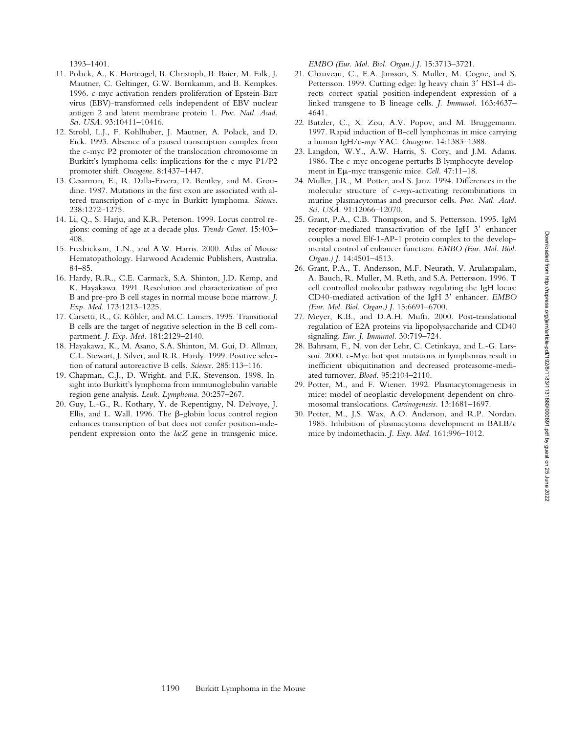1393–1401.

11. Polack, A., K. Hortnagel, B. Christoph, B. Baier, M. Falk, J. Mautner, C. Geltinger, G.W. Bornkamm, and B. Kempkes. 1996. c-myc activation renders proliferation of Epstein-Barr virus (EBV)-transformed cells independent of EBV nuclear antigen 2 and latent membrane protein 1. *Proc. Natl. Acad. Sci. USA.* 93:10411–10416.
12. Strobl, L.J., F. Kohlhuber, J. Mautner, A. Polack, and D. Eick. 1993. Absence of a paused transcription complex from the c-myc P2 promoter of the translocation chromosome in Burkitt's lymphoma cells: implications for the c-myc P1/P2 promoter shift. *Oncogene.* 8:1437–1447.
13. Cesarman, E., R. Dalla-Favera, D. Bentley, and M. Groudine. 1987. Mutations in the first exon are associated with altered transcription of c-myc in Burkitt lymphoma. *Science.* 238:1272–1275.
14. Li, Q., S. Harju, and K.R. Peterson. 1999. Locus control regions: coming of age at a decade plus. *Trends Genet.* 15:403–408.
15. Fredrickson, T.N., and A.W. Harris. 2000. Atlas of Mouse Hematopathology. Harwood Academic Publishers, Australia. 84–85.
16. Hardy, R.R., C.E. Carmack, S.A. Shinton, J.D. Kemp, and K. Hayakawa. 1991. Resolution and characterization of pro B and pre-pro B cell stages in normal mouse bone marrow. *J. Exp. Med.* 173:1213–1225.
17. Carsetti, R., G. Köhler, and M.C. Lamers. 1995. Transitional B cells are the target of negative selection in the B cell compartment. *J. Exp. Med.* 181:2129–2140.
18. Hayakawa, K., M. Asano, S.A. Shinton, M. Gui, D. Allman, C.L. Stewart, J. Silver, and R.R. Hardy. 1999. Positive selection of natural autoreactive B cells. *Science.* 285:113–116.
19. Chapman, C.J., D. Wright, and F.K. Stevenson. 1998. Insight into Burkitt's lymphoma from immunoglobulin variable region gene analysis. *Leuk. Lymphoma.* 30:257–267.
20. Guy, L.-G., R. Kothary, Y. de Repentigny, N. Delvoye, J. Ellis, and L. Wall. 1996. The β-globin locus control region enhances transcription of but does not confer position-independent expression onto the *lacZ* gene in transgenic mice. *EMBO (Eur. Mol. Biol. Organ.) J.* 15:3713–3721.
21. Chauveau, C., E.A. Jansson, S. Muller, M. Cogne, and S. Pettersson. 1999. Cutting edge: Ig heavy chain 3′ HS1-4 directs correct spatial position-independent expression of a linked transgene to B lineage cells. *J. Immunol.* 163:4637–4641.
22. Butzler, C., X. Zou, A.V. Popov, and M. Bruggemann. 1997. Rapid induction of B-cell lymphomas in mice carrying a human IgH/c-*myc* YAC. *Oncogene.* 14:1383–1388.
23. Langdon, W.Y., A.W. Harris, S. Cory, and J.M. Adams. 1986. The c-myc oncogene perturbs B lymphocyte development in Eμ-myc transgenic mice. *Cell.* 47:11–18.
24. Muller, J.R., M. Potter, and S. Janz. 1994. Differences in the molecular structure of c-*myc*-activating recombinations in murine plasmacytomas and precursor cells. *Proc. Natl. Acad. Sci. USA.* 91:12066–12070.
25. Grant, P.A., C.B. Thompson, and S. Pettersson. 1995. IgM receptor-mediated transactivation of the IgH 3′ enhancer couples a novel Elf-1-AP-1 protein complex to the developmental control of enhancer function. *EMBO (Eur. Mol. Biol. Organ.) J.* 14:4501–4513.
26. Grant, P.A., T. Andersson, M.F. Neurath, V. Arulampalam, A. Bauch, R. Muller, M. Reth, and S.A. Pettersson. 1996. T cell controlled molecular pathway regulating the IgH locus: CD40-mediated activation of the IgH 3′ enhancer. *EMBO (Eur. Mol. Biol. Organ.) J.* 15:6691–6700.
27. Meyer, K.B., and D.A.H. Mufti. 2000. Post-translational regulation of E2A proteins via lipopolysaccharide and CD40 signaling. *Eur. J. Immunol.* 30:719–724.
28. Bahrsam, F., N. von der Lehr, C. Cetinkaya, and L.-G. Larsson. 2000. c-Myc hot spot mutations in lymphomas result in inefficient ubiquitination and decreased proteasome-mediated turnover. *Blood.* 95:2104–2110.
29. Potter, M., and F. Wiener. 1992. Plasmacytomagenesis in mice: model of neoplastic development dependent on chromosomal translocations. *Carcinogenesis.* 13:1681–1697.
30. Potter, M., J.S. Wax, A.O. Anderson, and R.P. Nordan. 1985. Inhibition of plasmacytoma development in BALB/c mice by indomethacin. *J. Exp. Med.* 161:996–1012.